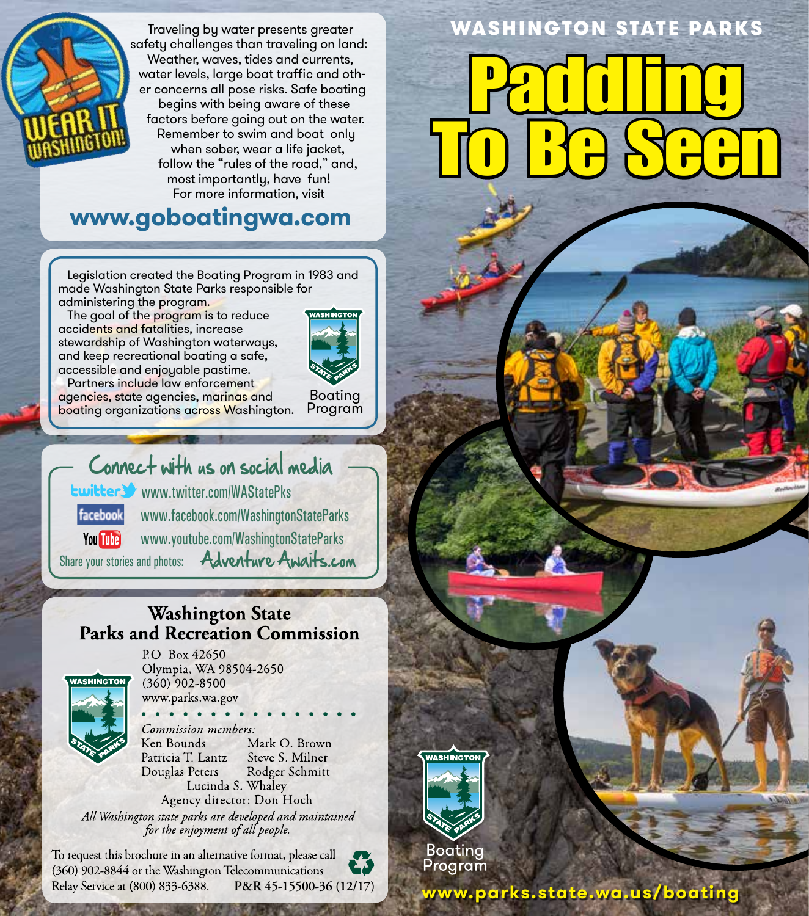# WASHINGTON STATE PARKS

# Paddling To Be Seen

WEAR IT WASHINGTON!

Traveling by water presents greater safety challenges than traveling on land: Weather, waves, tides and currents, water levels, large boat traffic and other concerns all pose risks. Safe boating begins with being aware of these factors before going out on the water. Remember to swim and boat only when sober, wear a life jacket, follow the "rules of the road," and, most importantly, have fun! For more information, visit

**www.goboatingwa.com**

Legislation created the Boating Program in 1983 and made Washington State Parks responsible for administering the program.

The goal of the program is to reduce accidents and fatalities, increase stewardship of Washington waterways, and keep recreational boating a safe, accessible and enjoyable pastime.

Partners include law enforcement agencies, state agencies, marinas and boating organizations across Washington.

Washington State Parks Boating Program

## Connect with us on social media

- twitter: www.twitter.com/WAStatePks
- facebook: www.facebook.com/WashingtonStateParks
- YouTube: www.youtube.com/WashingtonStateParks

Share your stories and photos: **AdventureAwaits.com**

## Washington State Parks and Recreation Commission

P.O. Box 42650
Olympia, WA 98504-2650
(360) 902-8500
www.parks.wa.gov

*Commission members:*
Ken Bounds, Mark O. Brown, Patricia T. Lantz, Steve S. Milner, Douglas Peters, Rodger Schmitt, Lucinda S. Whaley

Agency director: Don Hoch

*All Washington state parks are developed and maintained for the enjoyment of all people.*

To request this brochure in an alternative format, please call (360) 902-8844 or the Washington Telecommunications Relay Service at (800) 833-6388. P&R 45-15500-36 (12/17)

Washington State Parks Boating Program

**www.parks.state.wa.us/boating**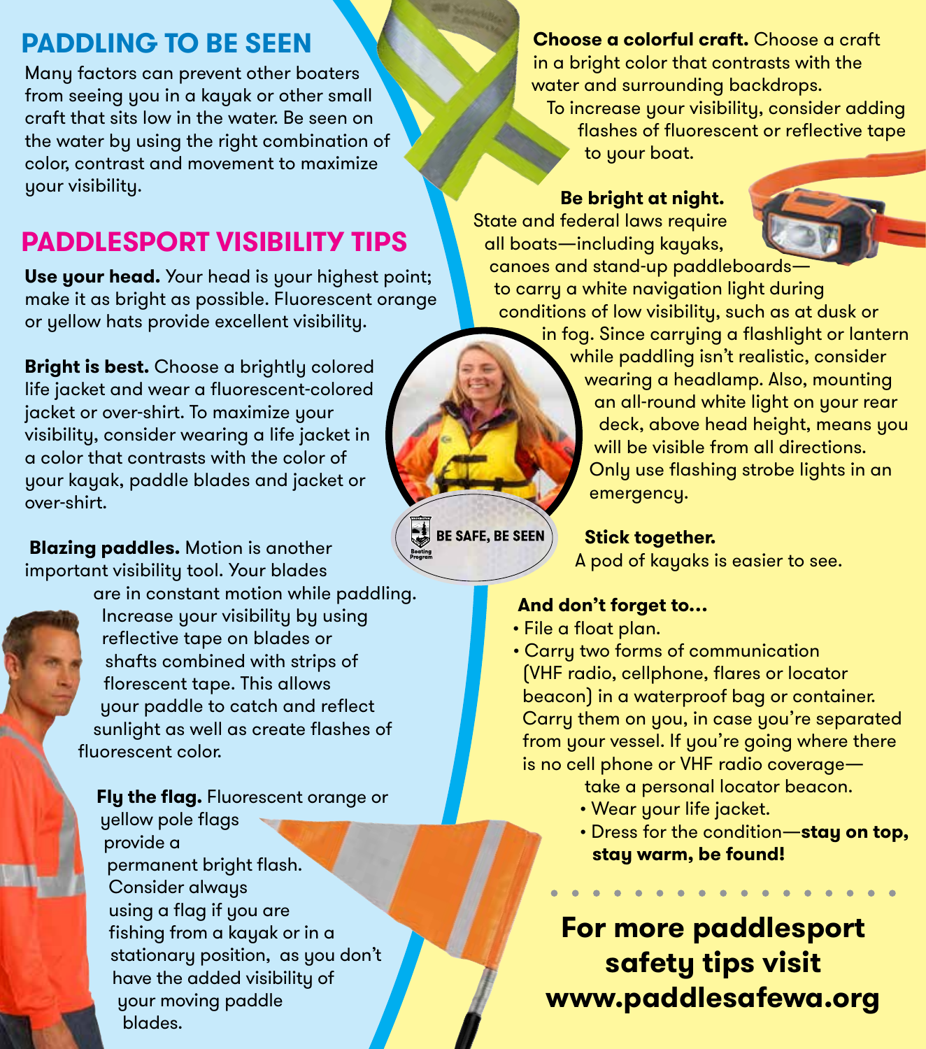## PADDLING TO BE SEEN

Many factors can prevent other boaters from seeing you in a kayak or other small craft that sits low in the water. Be seen on the water by using the right combination of color, contrast and movement to maximize your visibility.

## PADDLESPORT VISIBILITY TIPS

**Use your head.** Your head is your highest point; make it as bright as possible. Fluorescent orange or yellow hats provide excellent visibility.

**Bright is best.** Choose a brightly colored life jacket and wear a fluorescent-colored jacket or over-shirt. To maximize your visibility, consider wearing a life jacket in a color that contrasts with the color of your kayak, paddle blades and jacket or over-shirt.

**Blazing paddles.** Motion is another important visibility tool. Your blades are in constant motion while paddling. Increase your visibility by using reflective tape on blades or shafts combined with strips of florescent tape. This allows your paddle to catch and reflect sunlight as well as create flashes of fluorescent color.

**Fly the flag.** Fluorescent orange or yellow pole flags provide a permanent bright flash. Consider always using a flag if you are fishing from a kayak or in a stationary position, as you don't have the added visibility of your moving paddle blades.

**Choose a colorful craft.** Choose a craft in a bright color that contrasts with the water and surrounding backdrops.

To increase your visibility, consider adding flashes of fluorescent or reflective tape to your boat.

**Be bright at night.** State and federal laws require all boats—including kayaks, canoes and stand-up paddleboards—to carry a white navigation light during conditions of low visibility, such as at dusk or in fog. Since carrying a flashlight or lantern while paddling isn't realistic, consider wearing a headlamp. Also, mounting an all-round white light on your rear deck, above head height, means you will be visible from all directions. Only use flashing strobe lights in an emergency.

BE SAFE, BE SEEN

Boating Program

**Stick together.** A pod of kayaks is easier to see.

**And don't forget to...**

- File a float plan.
- Carry two forms of communication (VHF radio, cellphone, flares or locator beacon) in a waterproof bag or container. Carry them on you, in case you're separated from your vessel. If you're going where there is no cell phone or VHF radio coverage—take a personal locator beacon.
- Wear your life jacket.
- Dress for the condition—**stay on top, stay warm, be found!**

**For more paddlesport safety tips visit www.paddlesafewa.org**